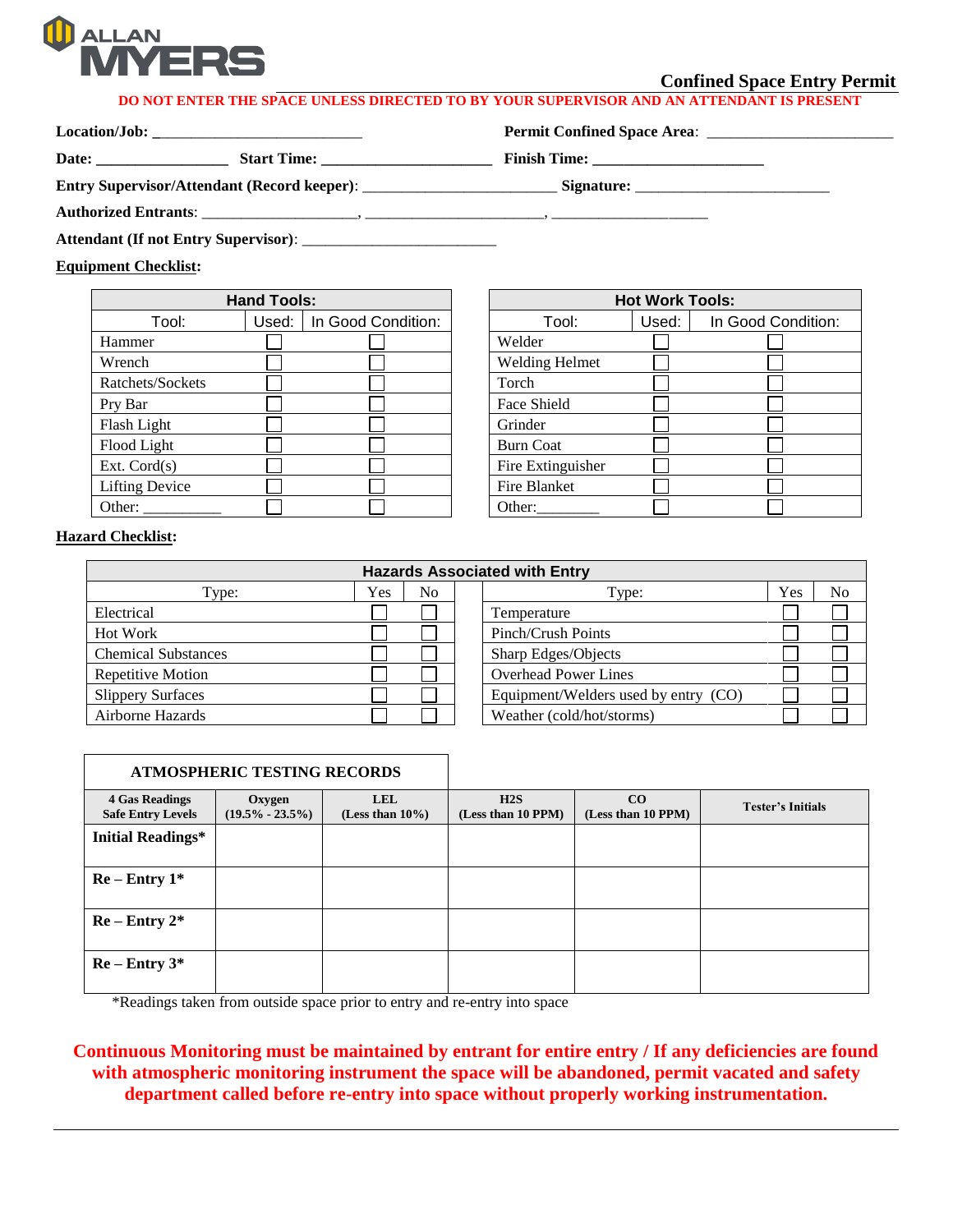ALLAN MYERS

# Confined Space Entry Permit

**DO NOT ENTER THE SPACE UNLESS DIRECTED TO BY YOUR SUPERVISOR AND AN ATTENDANT IS PRESENT**

**Location/Job:** ___________________________ **Permit Confined Space Area**: ________________________

**Date:** _________________ **Start Time:** ______________________ **Finish Time:** ______________________

**Entry Supervisor/Attendant (Record keeper)**: _________________________ **Signature:** _________________________

**Authorized Entrants**: ____________________, _______________________, ____________________

**Attendant (If not Entry Supervisor)**: _________________________

**Equipment Checklist:**

| Hand Tools: | | |
|---|---|---|
| Tool: | Used: | In Good Condition: |
| Hammer | ☐ | ☐ |
| Wrench | ☐ | ☐ |
| Ratchets/Sockets | ☐ | ☐ |
| Pry Bar | ☐ | ☐ |
| Flash Light | ☐ | ☐ |
| Flood Light | ☐ | ☐ |
| Ext. Cord(s) | ☐ | ☐ |
| Lifting Device | ☐ | ☐ |
| Other: __________ | ☐ | ☐ |

| Hot Work Tools: | | |
|---|---|---|
| Tool: | Used: | In Good Condition: |
| Welder | ☐ | ☐ |
| Welding Helmet | ☐ | ☐ |
| Torch | ☐ | ☐ |
| Face Shield | ☐ | ☐ |
| Grinder | ☐ | ☐ |
| Burn Coat | ☐ | ☐ |
| Fire Extinguisher | ☐ | ☐ |
| Fire Blanket | ☐ | ☐ |
| Other:________ | ☐ | ☐ |

**Hazard Checklist:**

| Hazards Associated with Entry | | | | | |
|---|---|---|---|---|---|
| Type: | Yes | No | Type: | Yes | No |
| Electrical | ☐ | ☐ | Temperature | ☐ | ☐ |
| Hot Work | ☐ | ☐ | Pinch/Crush Points | ☐ | ☐ |
| Chemical Substances | ☐ | ☐ | Sharp Edges/Objects | ☐ | ☐ |
| Repetitive Motion | ☐ | ☐ | Overhead Power Lines | ☐ | ☐ |
| Slippery Surfaces | ☐ | ☐ | Equipment/Welders used by entry (CO) | ☐ | ☐ |
| Airborne Hazards | ☐ | ☐ | Weather (cold/hot/storms) | ☐ | ☐ |

| ATMOSPHERIC TESTING RECORDS | | | | | |
|---|---|---|---|---|---|
| **4 Gas Readings Safe Entry Levels** | **Oxygen (19.5% - 23.5%)** | **LEL (Less than 10%)** | **H2S (Less than 10 PPM)** | **CO (Less than 10 PPM)** | **Tester's Initials** |
| **Initial Readings*** | | | | | |
| **Re – Entry 1*** | | | | | |
| **Re – Entry 2*** | | | | | |
| **Re – Entry 3*** | | | | | |

*Readings taken from outside space prior to entry and re-entry into space

**Continuous Monitoring must be maintained by entrant for entire entry / If any deficiencies are found with atmospheric monitoring instrument the space will be abandoned, permit vacated and safety department called before re-entry into space without properly working instrumentation.**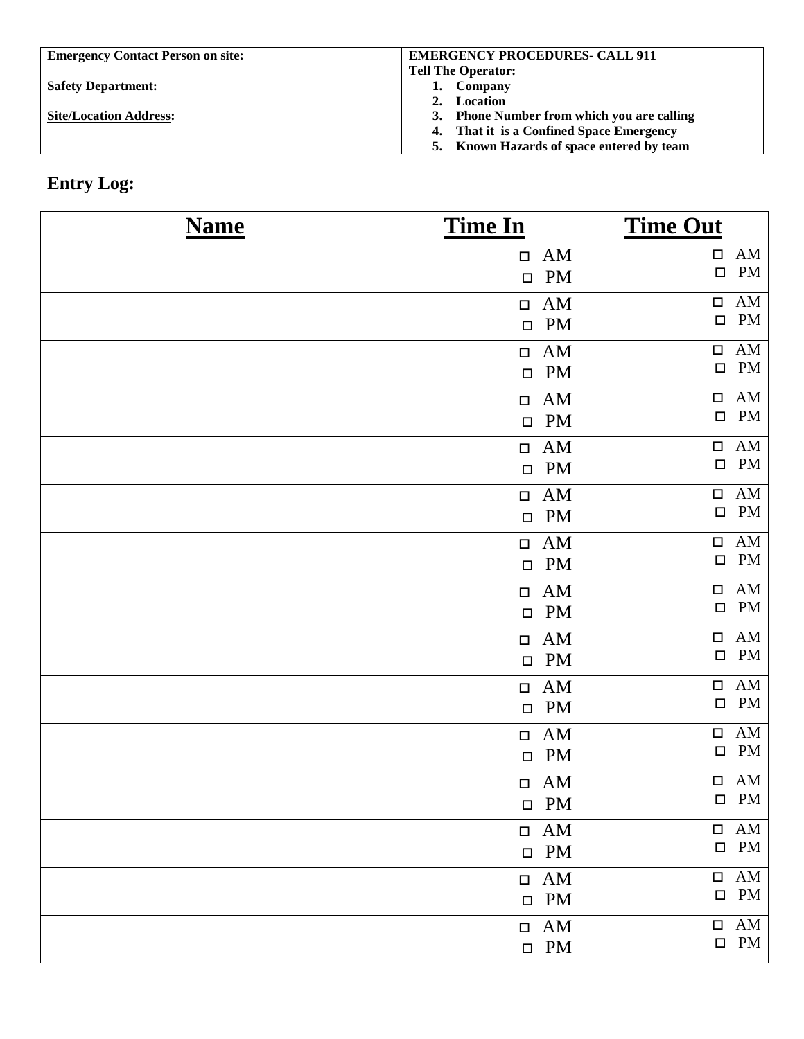| | |
|---|---|
| **Emergency Contact Person on site:**<br><br>**Safety Department:**<br><br>**<u>Site/Location Address</u>:** | **<u>EMERGENCY PROCEDURES- CALL 911</u>**<br>**Tell The Operator:**<br>1. **Company**<br>2. **Location**<br>3. **Phone Number from which you are calling**<br>4. **That it is a Confined Space Emergency**<br>5. **Known Hazards of space entered by team** |

## Entry Log:

| **<u>Name</u>** | **<u>Time In</u>** | **<u>Time Out</u>** |
|---|---|---|
| | ☐ AM<br>☐ PM | ☐ AM<br>☐ PM |
| | ☐ AM<br>☐ PM | ☐ AM<br>☐ PM |
| | ☐ AM<br>☐ PM | ☐ AM<br>☐ PM |
| | ☐ AM<br>☐ PM | ☐ AM<br>☐ PM |
| | ☐ AM<br>☐ PM | ☐ AM<br>☐ PM |
| | ☐ AM<br>☐ PM | ☐ AM<br>☐ PM |
| | ☐ AM<br>☐ PM | ☐ AM<br>☐ PM |
| | ☐ AM<br>☐ PM | ☐ AM<br>☐ PM |
| | ☐ AM<br>☐ PM | ☐ AM<br>☐ PM |
| | ☐ AM<br>☐ PM | ☐ AM<br>☐ PM |
| | ☐ AM<br>☐ PM | ☐ AM<br>☐ PM |
| | ☐ AM<br>☐ PM | ☐ AM<br>☐ PM |
| | ☐ AM<br>☐ PM | ☐ AM<br>☐ PM |
| | ☐ AM<br>☐ PM | ☐ AM<br>☐ PM |
| | ☐ AM<br>☐ PM | ☐ AM<br>☐ PM |